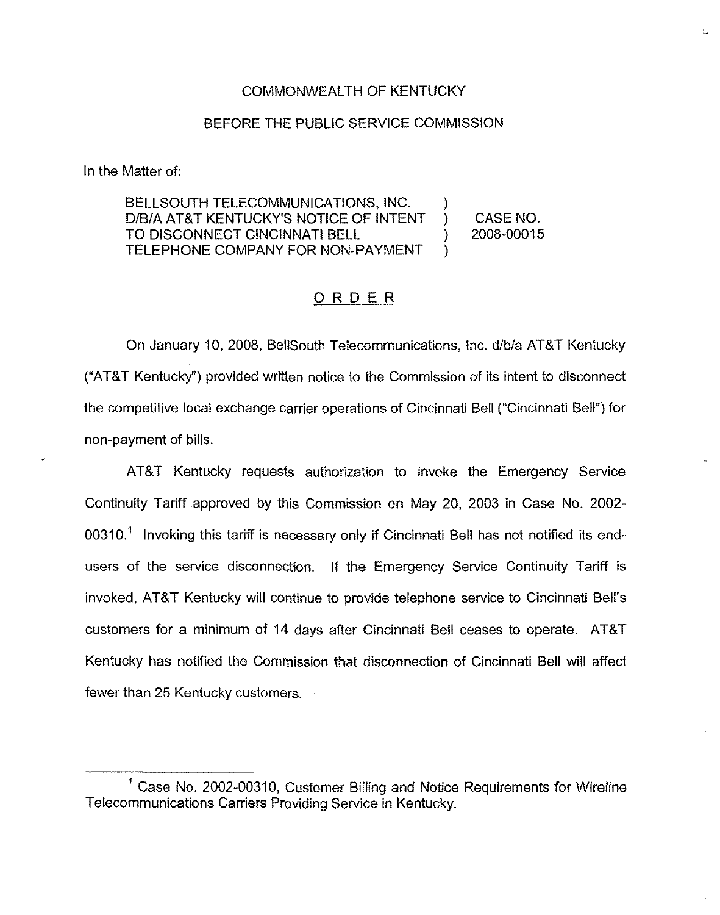COMMONWEALTH OF KENTUCKY

BEFORE THE PUBLIC SERVICE COMMISSION

In the Matter of:

| | | |
|---|---|---|
| BELLSOUTH TELECOMMUNICATIONS, INC. D/B/A AT&T KENTUCKY'S NOTICE OF INTENT TO DISCONNECT CINCINNATI BELL TELEPHONE COMPANY FOR NON-PAYMENT | ) ) ) ) | CASE NO. 2008-00015 |

## ORDER

On January 10, 2008, BellSouth Telecommunications, Inc. d/b/a AT&T Kentucky ("AT&T Kentucky") provided written notice to the Commission of its intent to disconnect the competitive local exchange carrier operations of Cincinnati Bell ("Cincinnati Bell") for non-payment of bills.

AT&T Kentucky requests authorization to invoke the Emergency Service Continuity Tariff approved by this Commission on May 20, 2003 in Case No. 2002-00310.[1] Invoking this tariff is necessary only if Cincinnati Bell has not notified its end-users of the service disconnection. If the Emergency Service Continuity Tariff is invoked, AT&T Kentucky will continue to provide telephone service to Cincinnati Bell's customers for a minimum of 14 days after Cincinnati Bell ceases to operate. AT&T Kentucky has notified the Commission that disconnection of Cincinnati Bell will affect fewer than 25 Kentucky customers.

[1] Case No. 2002-00310, Customer Billing and Notice Requirements for Wireline Telecommunications Carriers Providing Service in Kentucky.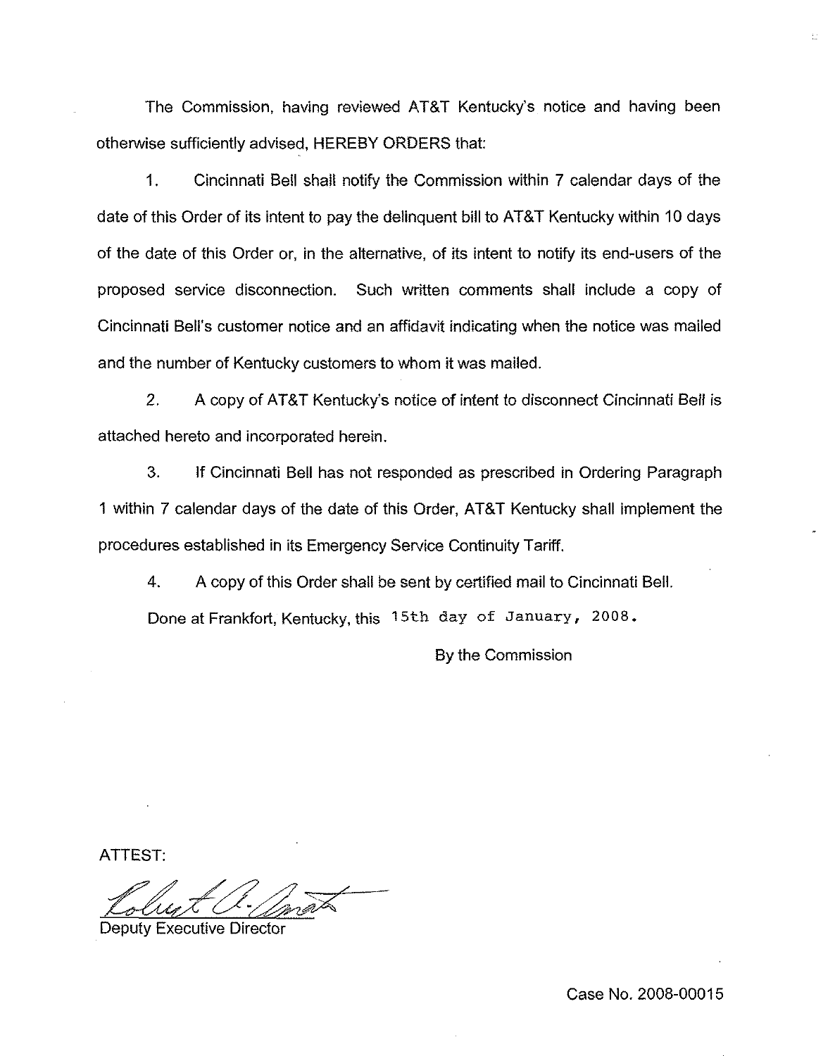The Commission, having reviewed AT&T Kentucky's notice and having been otherwise sufficiently advised, HEREBY ORDERS that:

1. Cincinnati Bell shall notify the Commission within 7 calendar days of the date of this Order of its intent to pay the delinquent bill to AT&T Kentucky within 10 days of the date of this Order or, in the alternative, of its intent to notify its end-users of the proposed service disconnection. Such written comments shall include a copy of Cincinnati Bell's customer notice and an affidavit indicating when the notice was mailed and the number of Kentucky customers to whom it was mailed.

2. A copy of AT&T Kentucky's notice of intent to disconnect Cincinnati Bell is attached hereto and incorporated herein.

3. If Cincinnati Bell has not responded as prescribed in Ordering Paragraph 1 within 7 calendar days of the date of this Order, AT&T Kentucky shall implement the procedures established in its Emergency Service Continuity Tariff.

4. A copy of this Order shall be sent by certified mail to Cincinnati Bell.

Done at Frankfort, Kentucky, this 15th day of January, 2008.

By the Commission

ATTEST:

Deputy Executive Director

Case No. 2008-00015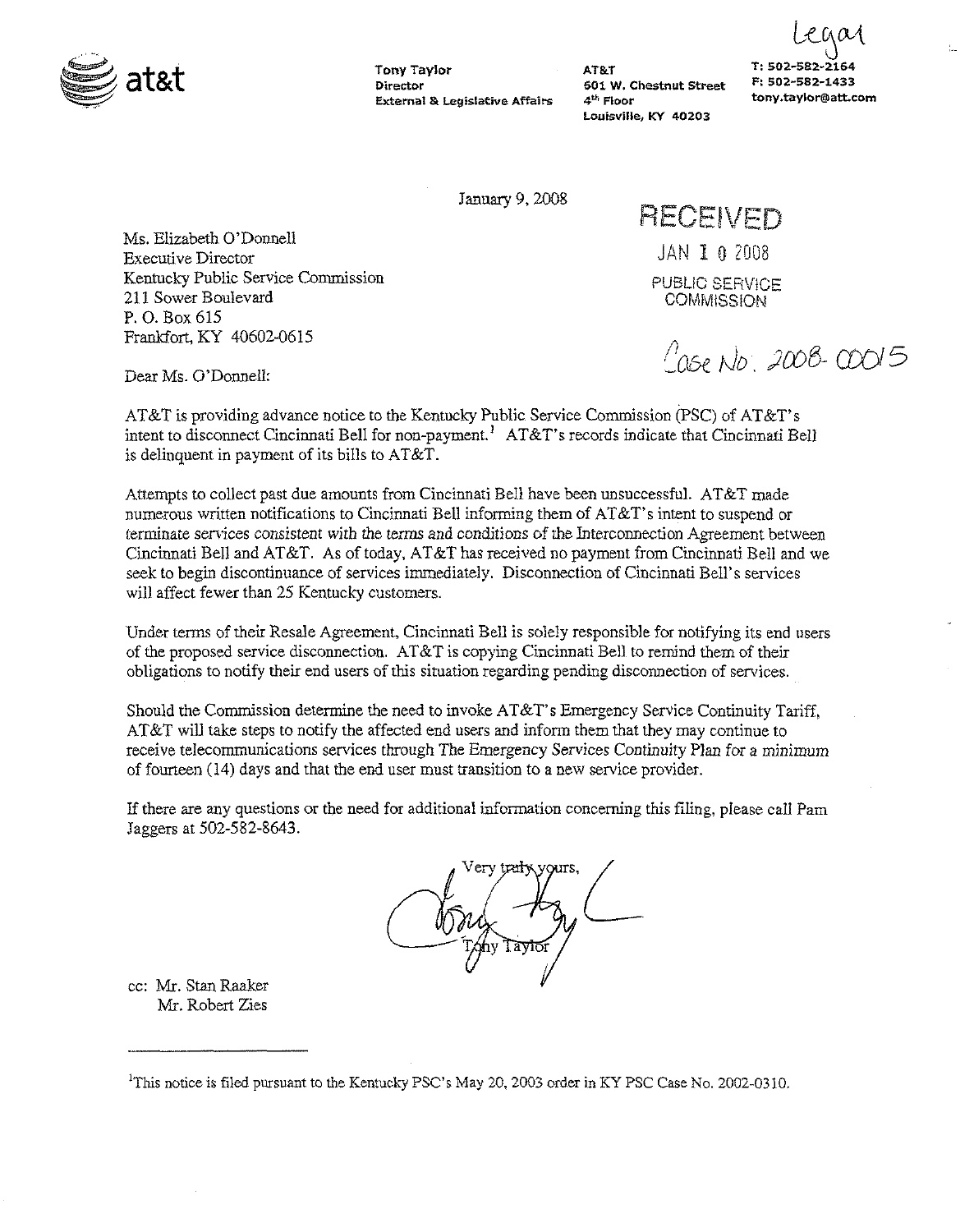Legal

at&t

Tony Taylor
Director
External & Legislative Affairs

AT&T
601 W. Chestnut Street
4th Floor
Louisville, KY 40203

T: 502-582-2164
F: 502-582-1433
tony.taylor@att.com

January 9, 2008

RECEIVED

JAN 10 2008

PUBLIC SERVICE COMMISSION

Case No. 2008-00015

Ms. Elizabeth O'Donnell
Executive Director
Kentucky Public Service Commission
211 Sower Boulevard
P. O. Box 615
Frankfort, KY 40602-0615

Dear Ms. O'Donnell:

AT&T is providing advance notice to the Kentucky Public Service Commission (PSC) of AT&T's intent to disconnect Cincinnati Bell for non-payment.[1] AT&T's records indicate that Cincinnati Bell is delinquent in payment of its bills to AT&T.

Attempts to collect past due amounts from Cincinnati Bell have been unsuccessful. AT&T made numerous written notifications to Cincinnati Bell informing them of AT&T's intent to suspend or terminate services consistent with the terms and conditions of the Interconnection Agreement between Cincinnati Bell and AT&T. As of today, AT&T has received no payment from Cincinnati Bell and we seek to begin discontinuance of services immediately. Disconnection of Cincinnati Bell's services will affect fewer than 25 Kentucky customers.

Under terms of their Resale Agreement, Cincinnati Bell is solely responsible for notifying its end users of the proposed service disconnection. AT&T is copying Cincinnati Bell to remind them of their obligations to notify their end users of this situation regarding pending disconnection of services.

Should the Commission determine the need to invoke AT&T's Emergency Service Continuity Tariff, AT&T will take steps to notify the affected end users and inform them that they may continue to receive telecommunications services through The Emergency Services Continuity Plan for a minimum of fourteen (14) days and that the end user must transition to a new service provider.

If there are any questions or the need for additional information concerning this filing, please call Pam Jaggers at 502-582-8643.

Very truly yours,

Tony Taylor

cc: Mr. Stan Raaker
Mr. Robert Zies

[1] This notice is filed pursuant to the Kentucky PSC's May 20, 2003 order in KY PSC Case No. 2002-0310.